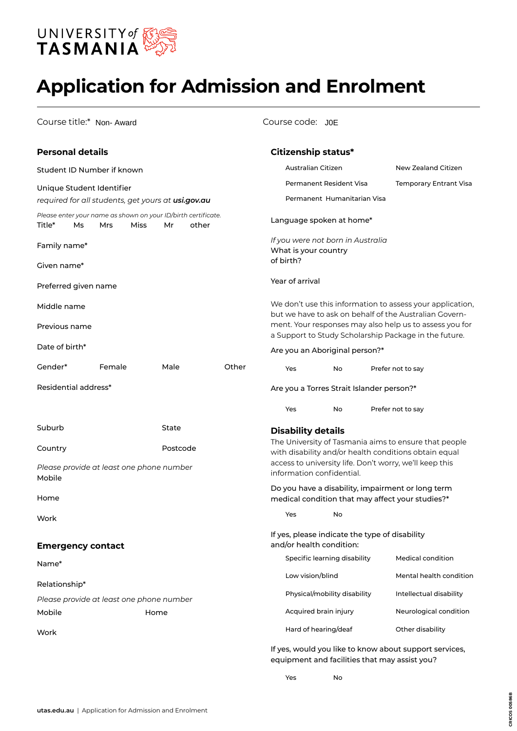UNIVERSITY *of* TASMANIA

# Application for Admission and Enrolment

Course title:* Non- Award

Course code: J0E

## Personal details

Student ID Number if known

Unique Student Identifier
*required for all students, get yours at **usi.gov.au***

*Please enter your name as shown on your ID/birth certificate.*

Title* Ms Mrs Miss Mr other

Family name*

Given name*

Preferred given name

Middle name

Previous name

Date of birth*

Gender* Female Male Other

Residential address*

Suburb

State

Country

Postcode

*Please provide at least one phone number*

Mobile

Home

Work

## Emergency contact

Name*

Relationship*

*Please provide at least one phone number*

Mobile

Home

Work

## Citizenship status*

Australian Citizen

New Zealand Citizen

Permanent Resident Visa

Temporary Entrant Visa

Permanent Humanitarian Visa

Language spoken at home*

*If you were not born in Australia*
What is your country of birth?

Year of arrival

We don't use this information to assess your application, but we have to ask on behalf of the Australian Government. Your responses may also help us to assess you for a Support to Study Scholarship Package in the future.

Are you an Aboriginal person?*

Yes No Prefer not to say

Are you a Torres Strait Islander person?*

Yes No Prefer not to say

## Disability details

The University of Tasmania aims to ensure that people with disability and/or health conditions obtain equal access to university life. Don't worry, we'll keep this information confidential.

Do you have a disability, impairment or long term medical condition that may affect your studies?*

Yes No

If yes, please indicate the type of disability and/or health condition:

Specific learning disability

Medical condition

Low vision/blind

Mental health condition

Physical/mobility disability

Intellectual disability

Acquired brain injury

Neurological condition

Hard of hearing/deaf

Other disability

If yes, would you like to know about support services, equipment and facilities that may assist you?

Yes No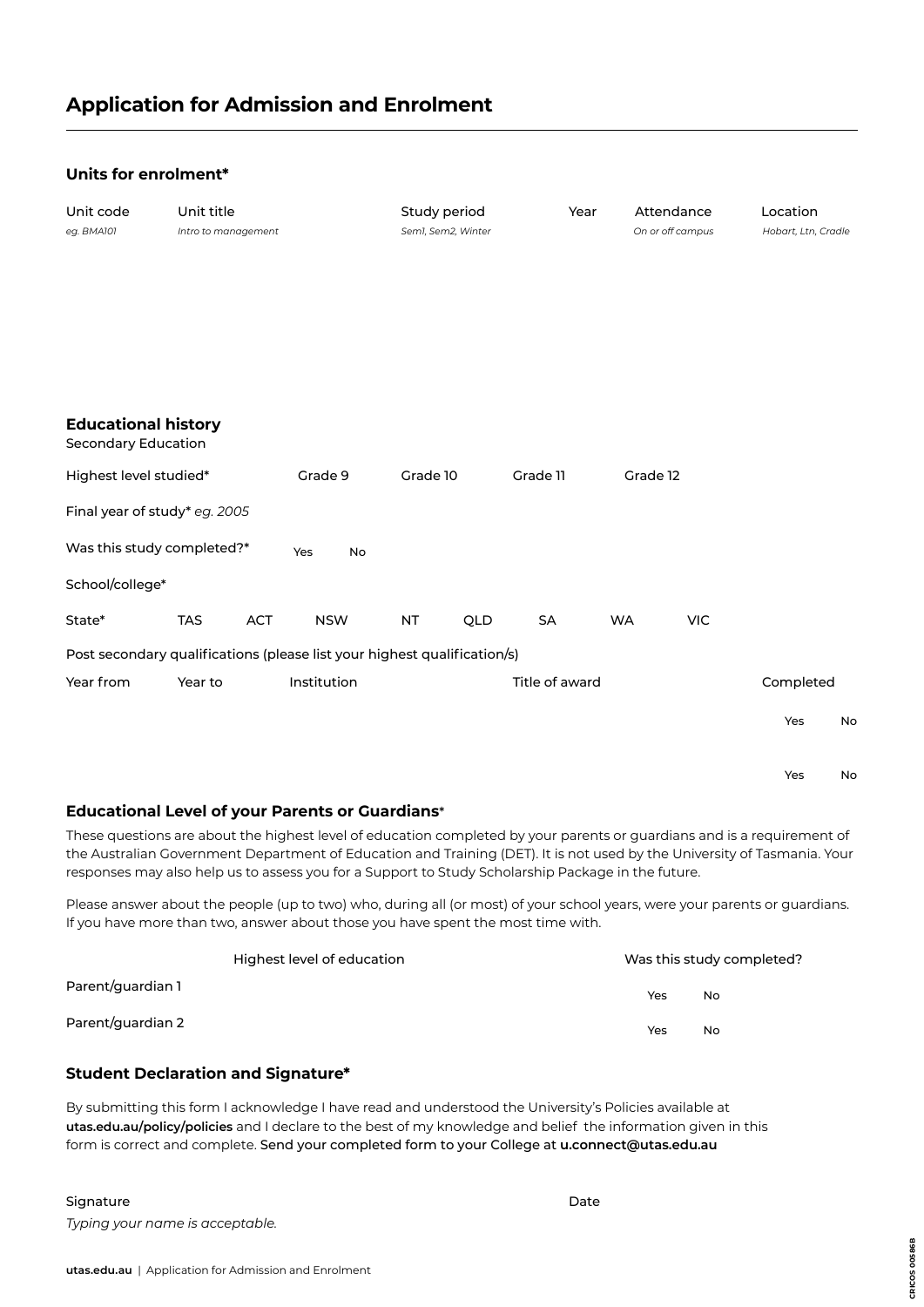# Application for Admission and Enrolment

## Units for enrolment*

| Unit code | Unit title | Study period | Year | Attendance | Location |
|---|---|---|---|---|---|
| *eg. BMA101* | *Intro to management* | *Sem1, Sem2, Winter* | | *On or off campus* | *Hobart, Ltn, Cradle* |
| | | | | | |

## Educational history

Secondary Education

Highest level studied* Grade 9 Grade 10 Grade 11 Grade 12

Final year of study* *eg. 2005*

Was this study completed?* Yes No

School/college*

State* TAS ACT NSW NT QLD SA WA VIC

Post secondary qualifications (please list your highest qualification/s)

| Year from | Year to | Institution | Title of award | Completed |
|---|---|---|---|---|
| | | | | Yes No |
| | | | | Yes No |

## Educational Level of your Parents or Guardians*

These questions are about the highest level of education completed by your parents or guardians and is a requirement of the Australian Government Department of Education and Training (DET). It is not used by the University of Tasmania. Your responses may also help us to assess you for a Support to Study Scholarship Package in the future.

Please answer about the people (up to two) who, during all (or most) of your school years, were your parents or guardians. If you have more than two, answer about those you have spent the most time with.

| | Highest level of education | Was this study completed? |
|---|---|---|
| Parent/guardian 1 | | Yes No |
| Parent/guardian 2 | | Yes No |

## Student Declaration and Signature*

By submitting this form I acknowledge I have read and understood the University's Policies available at **utas.edu.au/policy/policies** and I declare to the best of my knowledge and belief the information given in this form is correct and complete. Send your completed form to your College at **u.connect@utas.edu.au**

Signature Date

*Typing your name is acceptable.*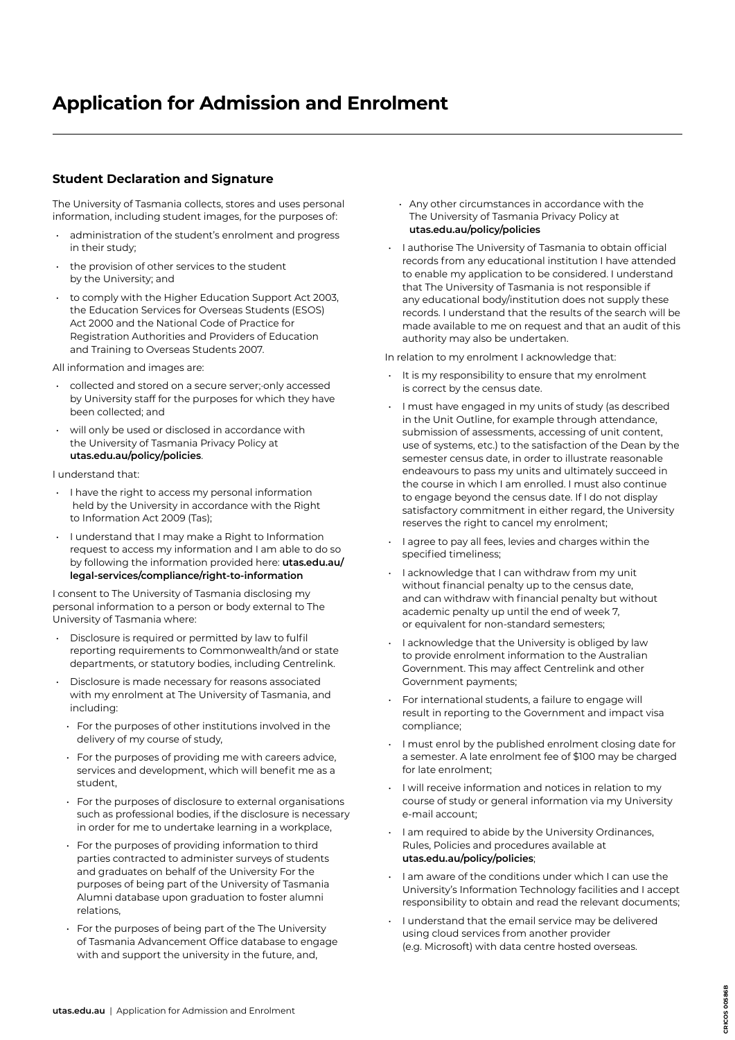# Application for Admission and Enrolment

## Student Declaration and Signature

The University of Tasmania collects, stores and uses personal information, including student images, for the purposes of:

- administration of the student's enrolment and progress in their study;
- the provision of other services to the student by the University; and
- to comply with the Higher Education Support Act 2003, the Education Services for Overseas Students (ESOS) Act 2000 and the National Code of Practice for Registration Authorities and Providers of Education and Training to Overseas Students 2007.

All information and images are:

- collected and stored on a secure server; only accessed by University staff for the purposes for which they have been collected; and
- will only be used or disclosed in accordance with the University of Tasmania Privacy Policy at **utas.edu.au/policy/policies**.

I understand that:

- I have the right to access my personal information held by the University in accordance with the Right to Information Act 2009 (Tas);
- I understand that I may make a Right to Information request to access my information and I am able to do so by following the information provided here: **utas.edu.au/legal-services/compliance/right-to-information**

I consent to The University of Tasmania disclosing my personal information to a person or body external to The University of Tasmania where:

- Disclosure is required or permitted by law to fulfil reporting requirements to Commonwealth/and or state departments, or statutory bodies, including Centrelink.
- Disclosure is made necessary for reasons associated with my enrolment at The University of Tasmania, and including:
  - For the purposes of other institutions involved in the delivery of my course of study,
  - For the purposes of providing me with careers advice, services and development, which will benefit me as a student,
  - For the purposes of disclosure to external organisations such as professional bodies, if the disclosure is necessary in order for me to undertake learning in a workplace,
  - For the purposes of providing information to third parties contracted to administer surveys of students and graduates on behalf of the University For the purposes of being part of the University of Tasmania Alumni database upon graduation to foster alumni relations,
  - For the purposes of being part of the The University of Tasmania Advancement Office database to engage with and support the university in the future, and,
  - Any other circumstances in accordance with the The University of Tasmania Privacy Policy at **utas.edu.au/policy/policies**
- I authorise The University of Tasmania to obtain official records from any educational institution I have attended to enable my application to be considered. I understand that The University of Tasmania is not responsible if any educational body/institution does not supply these records. I understand that the results of the search will be made available to me on request and that an audit of this authority may also be undertaken.

In relation to my enrolment I acknowledge that:

- It is my responsibility to ensure that my enrolment is correct by the census date.
- I must have engaged in my units of study (as described in the Unit Outline, for example through attendance, submission of assessments, accessing of unit content, use of systems, etc.) to the satisfaction of the Dean by the semester census date, in order to illustrate reasonable endeavours to pass my units and ultimately succeed in the course in which I am enrolled. I must also continue to engage beyond the census date. If I do not display satisfactory commitment in either regard, the University reserves the right to cancel my enrolment;
- I agree to pay all fees, levies and charges within the specified timeliness;
- I acknowledge that I can withdraw from my unit without financial penalty up to the census date, and can withdraw with financial penalty but without academic penalty up until the end of week 7, or equivalent for non-standard semesters;
- I acknowledge that the University is obliged by law to provide enrolment information to the Australian Government. This may affect Centrelink and other Government payments;
- For international students, a failure to engage will result in reporting to the Government and impact visa compliance;
- I must enrol by the published enrolment closing date for a semester. A late enrolment fee of $100 may be charged for late enrolment;
- I will receive information and notices in relation to my course of study or general information via my University e-mail account;
- I am required to abide by the University Ordinances, Rules, Policies and procedures available at **utas.edu.au/policy/policies**;
- I am aware of the conditions under which I can use the University's Information Technology facilities and I accept responsibility to obtain and read the relevant documents;
- I understand that the email service may be delivered using cloud services from another provider (e.g. Microsoft) with data centre hosted overseas.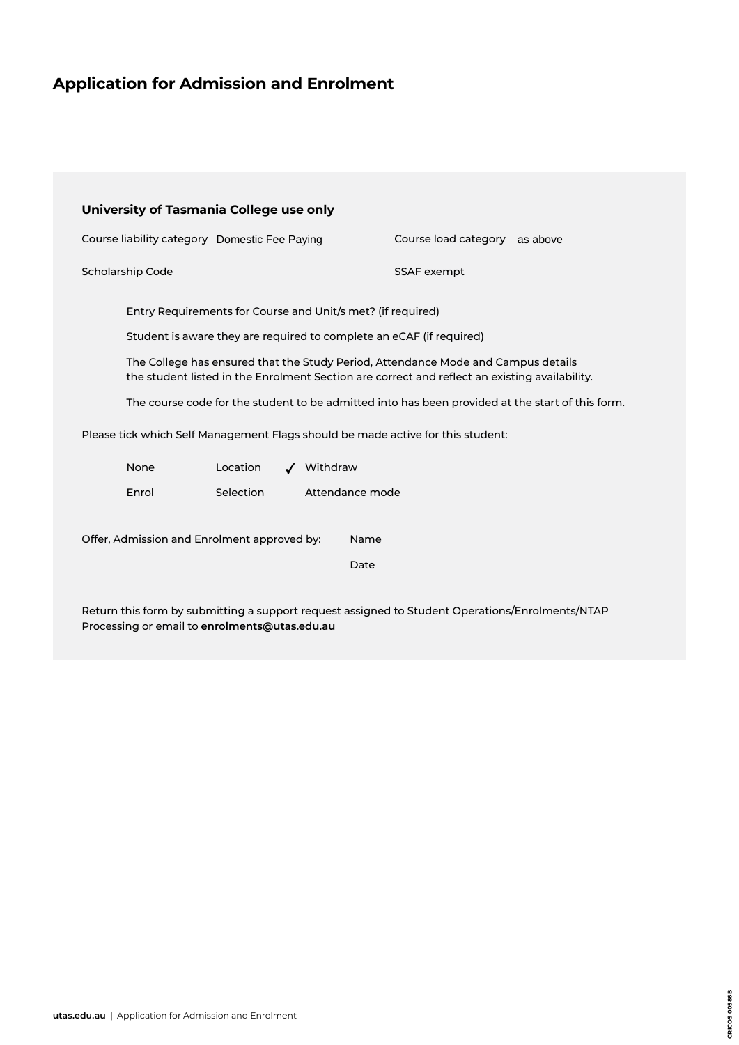# Application for Admission and Enrolment

## University of Tasmania College use only

Course liability category Domestic Fee Paying

Course load category as above

Scholarship Code

SSAF exempt

Entry Requirements for Course and Unit/s met? (if required)

Student is aware they are required to complete an eCAF (if required)

The College has ensured that the Study Period, Attendance Mode and Campus details the student listed in the Enrolment Section are correct and reflect an existing availability.

The course code for the student to be admitted into has been provided at the start of this form.

Please tick which Self Management Flags should be made active for this student:

| | | |
|---|---|---|
| None | Location | ✓ Withdraw |
| Enrol | Selection | Attendance mode |

Offer, Admission and Enrolment approved by: Name

Date

Return this form by submitting a support request assigned to Student Operations/Enrolments/NTAP Processing or email to **enrolments@utas.edu.au**